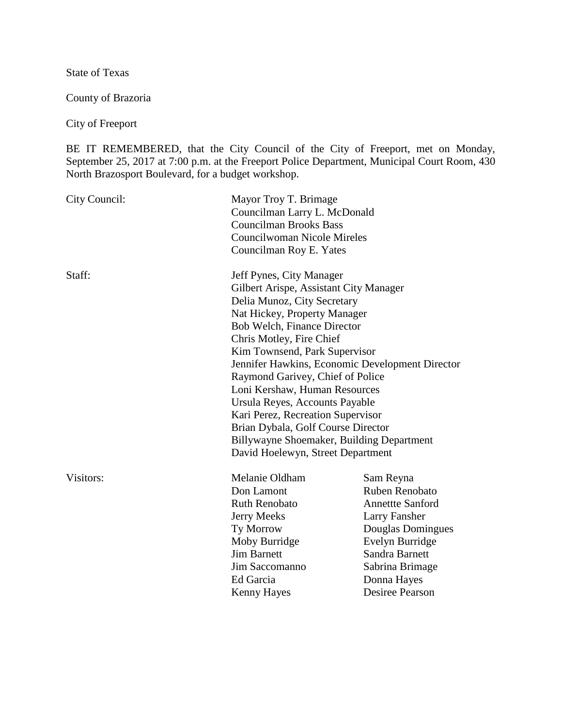State of Texas

County of Brazoria

City of Freeport

BE IT REMEMBERED, that the City Council of the City of Freeport, met on Monday, September 25, 2017 at 7:00 p.m. at the Freeport Police Department, Municipal Court Room, 430 North Brazosport Boulevard, for a budget workshop.

City Council:

- Mayor Troy T. Brimage
- Councilman Larry L. McDonald
- Councilman Brooks Bass
- Councilwoman Nicole Mireles
- Councilman Roy E. Yates

Staff:

- Jeff Pynes, City Manager
- Gilbert Arispe, Assistant City Manager
- Delia Munoz, City Secretary
- Nat Hickey, Property Manager
- Bob Welch, Finance Director
- Chris Motley, Fire Chief
- Kim Townsend, Park Supervisor
- Jennifer Hawkins, Economic Development Director
- Raymond Garivey, Chief of Police
- Loni Kershaw, Human Resources
- Ursula Reyes, Accounts Payable
- Kari Perez, Recreation Supervisor
- Brian Dybala, Golf Course Director
- Billywayne Shoemaker, Building Department
- David Hoelewyn, Street Department

Visitors:

- Melanie Oldham
- Sam Reyna
- Don Lamont
- Ruben Renobato
- Ruth Renobato
- Annettte Sanford
- Jerry Meeks
- Larry Fansher
- Ty Morrow
- Douglas Domingues
- Moby Burridge
- Evelyn Burridge
- Jim Barnett
- Sandra Barnett
- Jim Saccomanno
- Sabrina Brimage
- Ed Garcia
- Donna Hayes
- Kenny Hayes
- Desiree Pearson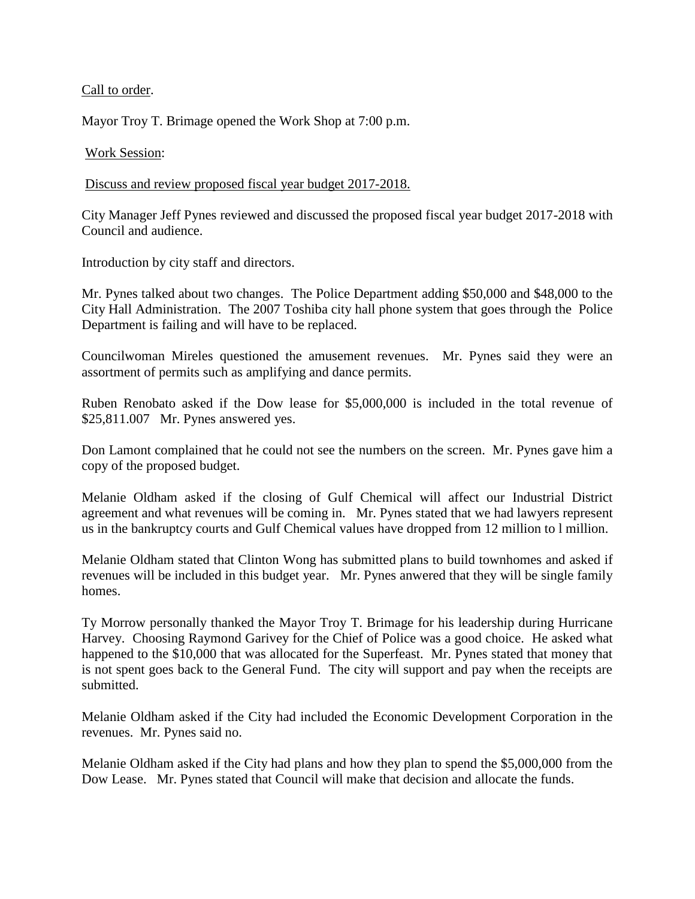Call to order.

Mayor Troy T. Brimage opened the Work Shop at 7:00 p.m.

Work Session:

Discuss and review proposed fiscal year budget 2017-2018.

City Manager Jeff Pynes reviewed and discussed the proposed fiscal year budget 2017-2018 with Council and audience.

Introduction by city staff and directors.

Mr. Pynes talked about two changes. The Police Department adding $50,000 and $48,000 to the City Hall Administration. The 2007 Toshiba city hall phone system that goes through the Police Department is failing and will have to be replaced.

Councilwoman Mireles questioned the amusement revenues. Mr. Pynes said they were an assortment of permits such as amplifying and dance permits.

Ruben Renobato asked if the Dow lease for $5,000,000 is included in the total revenue of $25,811.007 Mr. Pynes answered yes.

Don Lamont complained that he could not see the numbers on the screen. Mr. Pynes gave him a copy of the proposed budget.

Melanie Oldham asked if the closing of Gulf Chemical will affect our Industrial District agreement and what revenues will be coming in. Mr. Pynes stated that we had lawyers represent us in the bankruptcy courts and Gulf Chemical values have dropped from 12 million to l million.

Melanie Oldham stated that Clinton Wong has submitted plans to build townhomes and asked if revenues will be included in this budget year. Mr. Pynes anwered that they will be single family homes.

Ty Morrow personally thanked the Mayor Troy T. Brimage for his leadership during Hurricane Harvey. Choosing Raymond Garivey for the Chief of Police was a good choice. He asked what happened to the $10,000 that was allocated for the Superfeast. Mr. Pynes stated that money that is not spent goes back to the General Fund. The city will support and pay when the receipts are submitted.

Melanie Oldham asked if the City had included the Economic Development Corporation in the revenues. Mr. Pynes said no.

Melanie Oldham asked if the City had plans and how they plan to spend the $5,000,000 from the Dow Lease. Mr. Pynes stated that Council will make that decision and allocate the funds.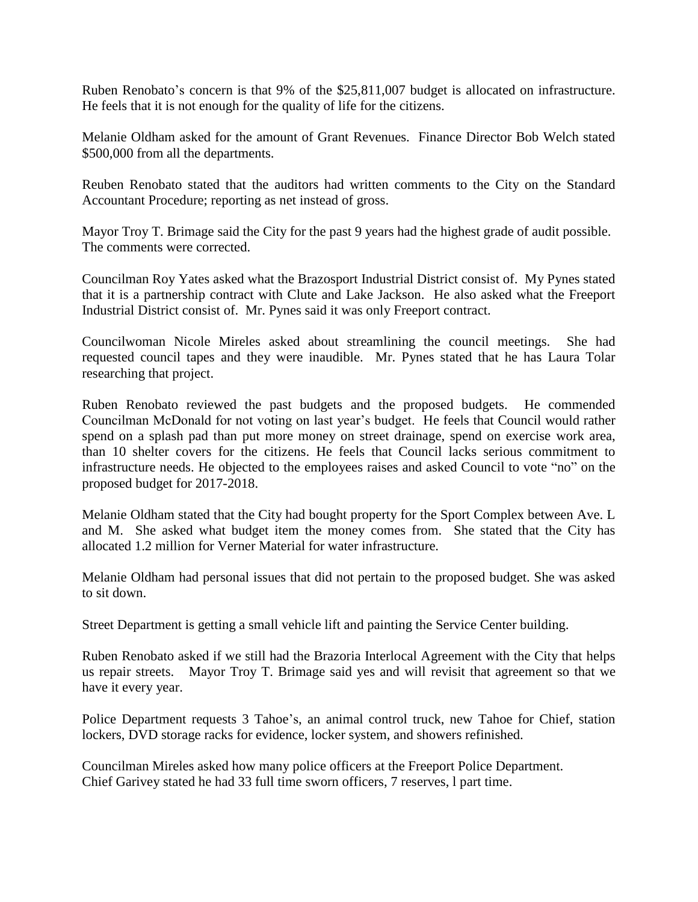Ruben Renobato's concern is that 9% of the $25,811,007 budget is allocated on infrastructure. He feels that it is not enough for the quality of life for the citizens.

Melanie Oldham asked for the amount of Grant Revenues. Finance Director Bob Welch stated $500,000 from all the departments.

Reuben Renobato stated that the auditors had written comments to the City on the Standard Accountant Procedure; reporting as net instead of gross.

Mayor Troy T. Brimage said the City for the past 9 years had the highest grade of audit possible. The comments were corrected.

Councilman Roy Yates asked what the Brazosport Industrial District consist of. My Pynes stated that it is a partnership contract with Clute and Lake Jackson. He also asked what the Freeport Industrial District consist of. Mr. Pynes said it was only Freeport contract.

Councilwoman Nicole Mireles asked about streamlining the council meetings. She had requested council tapes and they were inaudible. Mr. Pynes stated that he has Laura Tolar researching that project.

Ruben Renobato reviewed the past budgets and the proposed budgets. He commended Councilman McDonald for not voting on last year's budget. He feels that Council would rather spend on a splash pad than put more money on street drainage, spend on exercise work area, than 10 shelter covers for the citizens. He feels that Council lacks serious commitment to infrastructure needs. He objected to the employees raises and asked Council to vote "no" on the proposed budget for 2017-2018.

Melanie Oldham stated that the City had bought property for the Sport Complex between Ave. L and M. She asked what budget item the money comes from. She stated that the City has allocated 1.2 million for Verner Material for water infrastructure.

Melanie Oldham had personal issues that did not pertain to the proposed budget. She was asked to sit down.

Street Department is getting a small vehicle lift and painting the Service Center building.

Ruben Renobato asked if we still had the Brazoria Interlocal Agreement with the City that helps us repair streets. Mayor Troy T. Brimage said yes and will revisit that agreement so that we have it every year.

Police Department requests 3 Tahoe's, an animal control truck, new Tahoe for Chief, station lockers, DVD storage racks for evidence, locker system, and showers refinished.

Councilman Mireles asked how many police officers at the Freeport Police Department.
Chief Garivey stated he had 33 full time sworn officers, 7 reserves, l part time.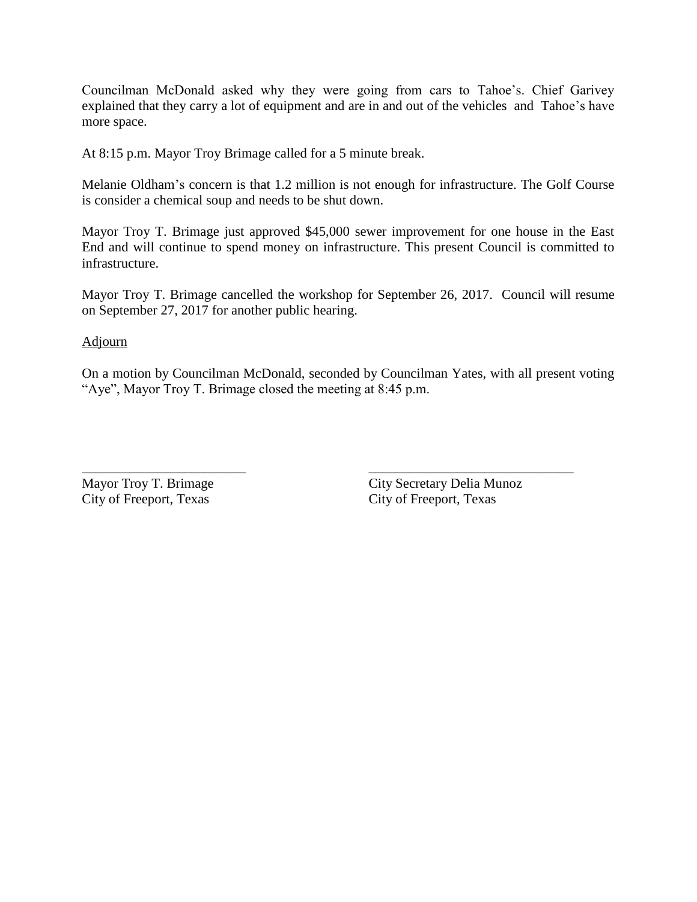Councilman McDonald asked why they were going from cars to Tahoe's. Chief Garivey explained that they carry a lot of equipment and are in and out of the vehicles and Tahoe's have more space.

At 8:15 p.m. Mayor Troy Brimage called for a 5 minute break.

Melanie Oldham's concern is that 1.2 million is not enough for infrastructure. The Golf Course is consider a chemical soup and needs to be shut down.

Mayor Troy T. Brimage just approved $45,000 sewer improvement for one house in the East End and will continue to spend money on infrastructure. This present Council is committed to infrastructure.

Mayor Troy T. Brimage cancelled the workshop for September 26, 2017. Council will resume on September 27, 2017 for another public hearing.

<u>Adjourn</u>

On a motion by Councilman McDonald, seconded by Councilman Yates, with all present voting "Aye", Mayor Troy T. Brimage closed the meeting at 8:45 p.m.

\_\_\_\_\_\_\_\_\_\_\_\_\_\_\_\_\_\_\_\_\_\_\_\_\_
Mayor Troy T. Brimage
City of Freeport, Texas

\_\_\_\_\_\_\_\_\_\_\_\_\_\_\_\_\_\_\_\_\_\_\_\_\_\_\_\_\_\_\_
City Secretary Delia Munoz
City of Freeport, Texas